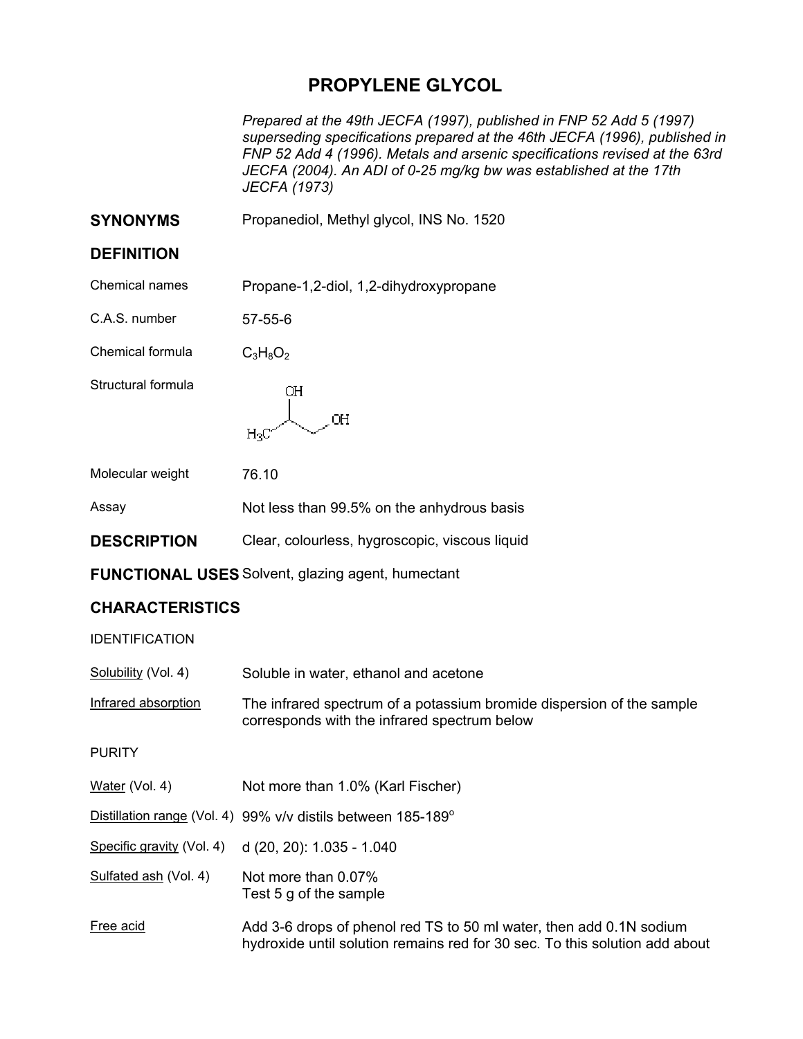# PROPYLENE GLYCOL

*Prepared at the 49th JECFA (1997), published in FNP 52 Add 5 (1997) superseding specifications prepared at the 46th JECFA (1996), published in FNP 52 Add 4 (1996). Metals and arsenic specifications revised at the 63rd JECFA (2004). An ADI of 0-25 mg/kg bw was established at the 17th JECFA (1973)*

**SYNONYMS** Propanediol, Methyl glycol, INS No. 1520

## DEFINITION

Chemical names: Propane-1,2-diol, 1,2-dihydroxypropane

C.A.S. number: 57-55-6

Chemical formula: $C_3H_8O_2$

Structural formula:

Molecular weight: 76.10

Assay: Not less than 99.5% on the anhydrous basis

**DESCRIPTION** Clear, colourless, hygroscopic, viscous liquid

**FUNCTIONAL USES** Solvent, glazing agent, humectant

## CHARACTERISTICS

IDENTIFICATION

Solubility (Vol. 4): Soluble in water, ethanol and acetone

Infrared absorption: The infrared spectrum of a potassium bromide dispersion of the sample corresponds with the infrared spectrum below

PURITY

Water (Vol. 4): Not more than 1.0% (Karl Fischer)

Distillation range (Vol. 4): 99% v/v distils between 185-189°

Specific gravity (Vol. 4): d (20, 20): 1.035 - 1.040

Sulfated ash (Vol. 4): Not more than 0.07%
Test 5 g of the sample

Free acid: Add 3-6 drops of phenol red TS to 50 ml water, then add 0.1N sodium hydroxide until solution remains red for 30 sec. To this solution add about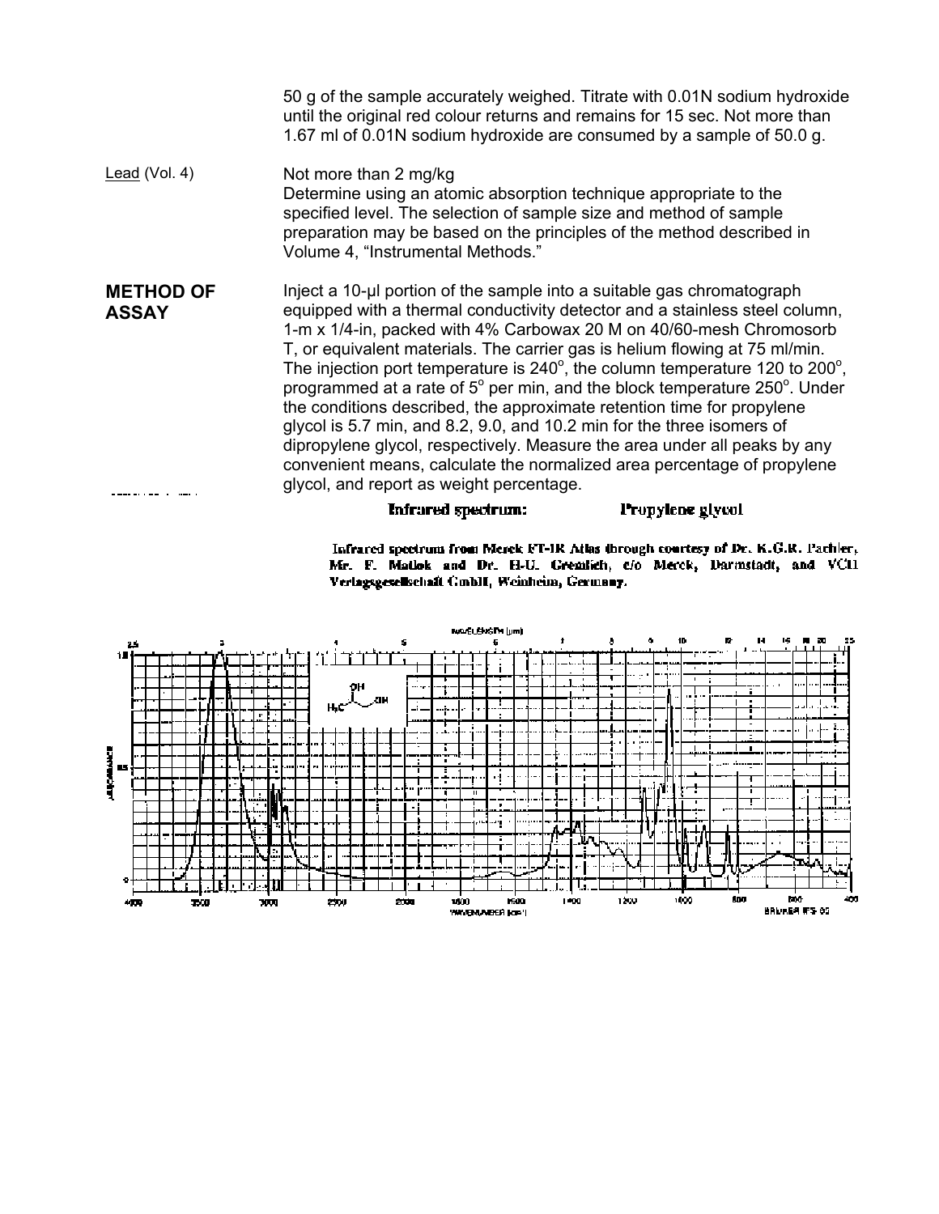50 g of the sample accurately weighed. Titrate with 0.01N sodium hydroxide until the original red colour returns and remains for 15 sec. Not more than 1.67 ml of 0.01N sodium hydroxide are consumed by a sample of 50.0 g.

Lead (Vol. 4)

Not more than 2 mg/kg

Determine using an atomic absorption technique appropriate to the specified level. The selection of sample size and method of sample preparation may be based on the principles of the method described in Volume 4, "Instrumental Methods."

## METHOD OF ASSAY

Inject a 10-µl portion of the sample into a suitable gas chromatograph equipped with a thermal conductivity detector and a stainless steel column, 1-m x 1/4-in, packed with 4% Carbowax 20 M on 40/60-mesh Chromosorb T, or equivalent materials. The carrier gas is helium flowing at 75 ml/min. The injection port temperature is 240°, the column temperature 120 to 200°, programmed at a rate of 5° per min, and the block temperature 250°. Under the conditions described, the approximate retention time for propylene glycol is 5.7 min, and 8.2, 9.0, and 10.2 min for the three isomers of dipropylene glycol, respectively. Measure the area under all peaks by any convenient means, calculate the normalized area percentage of propylene glycol, and report as weight percentage.

**Infrared spectrum:** **Propylene glycol**

**Infrared spectrum from Merck FT-IR Atlas through courtesy of Dr. K.G.R. Pachler, Mr. F. Matlok and Dr. H-U. Gremlich, c/o Merck, Darmstadt, and VCH Verlagsgesellschaft GmbH, Weinheim, Germany.**

WAVELENGTH [µm]

2.5 3 4 5 6 7 8 9 10 12 14 16 18 20 25

ABSORBANCE

1.0

0.5

0

4000 3500 3000 2500 2000 1800 1600 1400 1200 1000 800 600 400

WAVENUMBER [cm⁻¹]

BRUKER IFS 85